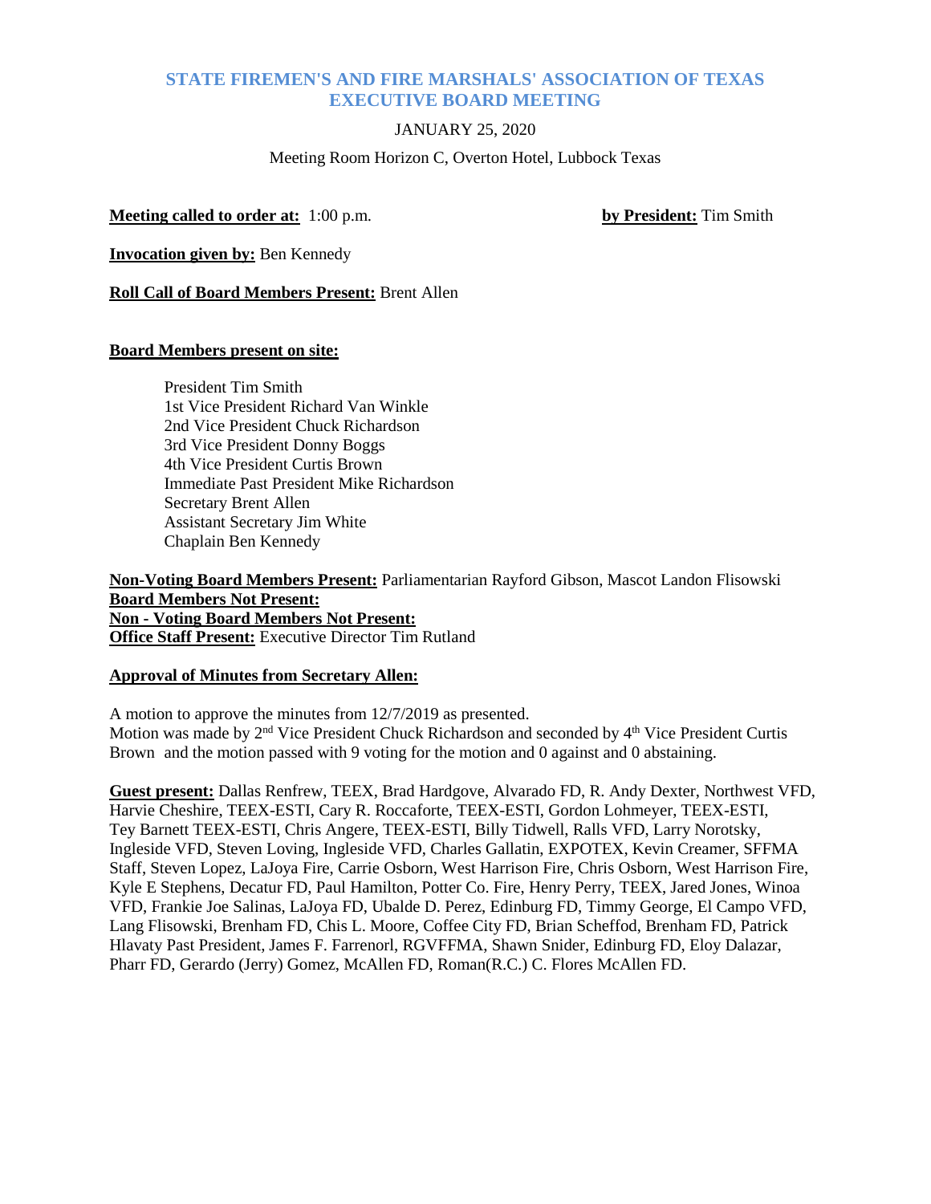# STATE FIREMEN'S AND FIRE MARSHALS' ASSOCIATION OF TEXAS
# EXECUTIVE BOARD MEETING

JANUARY 25, 2020

Meeting Room Horizon C, Overton Hotel, Lubbock Texas

**Meeting called to order at:** 1:00 p.m. **by President:** Tim Smith

**Invocation given by:** Ben Kennedy

**Roll Call of Board Members Present:** Brent Allen

**Board Members present on site:**

- President Tim Smith
- 1st Vice President Richard Van Winkle
- 2nd Vice President Chuck Richardson
- 3rd Vice President Donny Boggs
- 4th Vice President Curtis Brown
- Immediate Past President Mike Richardson
- Secretary Brent Allen
- Assistant Secretary Jim White
- Chaplain Ben Kennedy

**Non-Voting Board Members Present:** Parliamentarian Rayford Gibson, Mascot Landon Flisowski
**Board Members Not Present:**
**Non - Voting Board Members Not Present:**
**Office Staff Present:** Executive Director Tim Rutland

**Approval of Minutes from Secretary Allen:**

A motion to approve the minutes from 12/7/2019 as presented.
Motion was made by 2nd Vice President Chuck Richardson and seconded by 4th Vice President Curtis Brown and the motion passed with 9 voting for the motion and 0 against and 0 abstaining.

**Guest present:** Dallas Renfrew, TEEX, Brad Hardgove, Alvarado FD, R. Andy Dexter, Northwest VFD, Harvie Cheshire, TEEX-ESTI, Cary R. Roccaforte, TEEX-ESTI, Gordon Lohmeyer, TEEX-ESTI, Tey Barnett TEEX-ESTI, Chris Angere, TEEX-ESTI, Billy Tidwell, Ralls VFD, Larry Norotsky, Ingleside VFD, Steven Loving, Ingleside VFD, Charles Gallatin, EXPOTEX, Kevin Creamer, SFFMA Staff, Steven Lopez, LaJoya Fire, Carrie Osborn, West Harrison Fire, Chris Osborn, West Harrison Fire, Kyle E Stephens, Decatur FD, Paul Hamilton, Potter Co. Fire, Henry Perry, TEEX, Jared Jones, Winoa VFD, Frankie Joe Salinas, LaJoya FD, Ubalde D. Perez, Edinburg FD, Timmy George, El Campo VFD, Lang Flisowski, Brenham FD, Chis L. Moore, Coffee City FD, Brian Scheffod, Brenham FD, Patrick Hlavaty Past President, James F. Farrenorl, RGVFFMA, Shawn Snider, Edinburg FD, Eloy Dalazar, Pharr FD, Gerardo (Jerry) Gomez, McAllen FD, Roman(R.C.) C. Flores McAllen FD.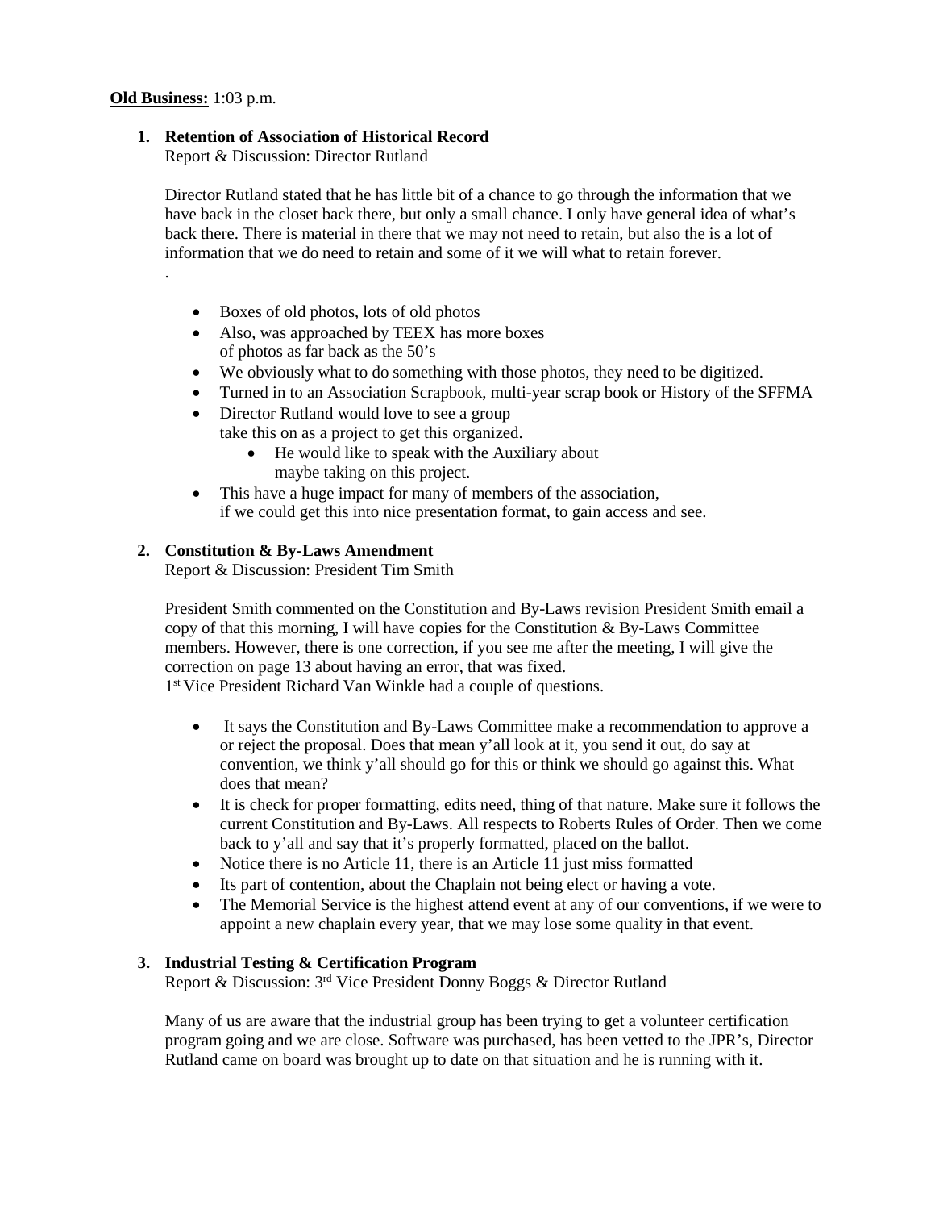**Old Business:** 1:03 p.m.

1. **Retention of Association of Historical Record**
   Report & Discussion: Director Rutland

   Director Rutland stated that he has little bit of a chance to go through the information that we have back in the closet back there, but only a small chance. I only have general idea of what's back there. There is material in there that we may not need to retain, but also the is a lot of information that we do need to retain and some of it we will what to retain forever.

   .

   - Boxes of old photos, lots of old photos
   - Also, was approached by TEEX has more boxes of photos as far back as the 50's
   - We obviously what to do something with those photos, they need to be digitized.
   - Turned in to an Association Scrapbook, multi-year scrap book or History of the SFFMA
   - Director Rutland would love to see a group take this on as a project to get this organized.
     - He would like to speak with the Auxiliary about maybe taking on this project.
   - This have a huge impact for many of members of the association, if we could get this into nice presentation format, to gain access and see.

2. **Constitution & By-Laws Amendment**
   Report & Discussion: President Tim Smith

   President Smith commented on the Constitution and By-Laws revision President Smith email a copy of that this morning, I will have copies for the Constitution & By-Laws Committee members. However, there is one correction, if you see me after the meeting, I will give the correction on page 13 about having an error, that was fixed.
   1st Vice President Richard Van Winkle had a couple of questions.

   - It says the Constitution and By-Laws Committee make a recommendation to approve a or reject the proposal. Does that mean y'all look at it, you send it out, do say at convention, we think y'all should go for this or think we should go against this. What does that mean?
   - It is check for proper formatting, edits need, thing of that nature. Make sure it follows the current Constitution and By-Laws. All respects to Roberts Rules of Order. Then we come back to y'all and say that it's properly formatted, placed on the ballot.
   - Notice there is no Article 11, there is an Article 11 just miss formatted
   - Its part of contention, about the Chaplain not being elect or having a vote.
   - The Memorial Service is the highest attend event at any of our conventions, if we were to appoint a new chaplain every year, that we may lose some quality in that event.

3. **Industrial Testing & Certification Program**
   Report & Discussion: 3rd Vice President Donny Boggs & Director Rutland

   Many of us are aware that the industrial group has been trying to get a volunteer certification program going and we are close. Software was purchased, has been vetted to the JPR's, Director Rutland came on board was brought up to date on that situation and he is running with it.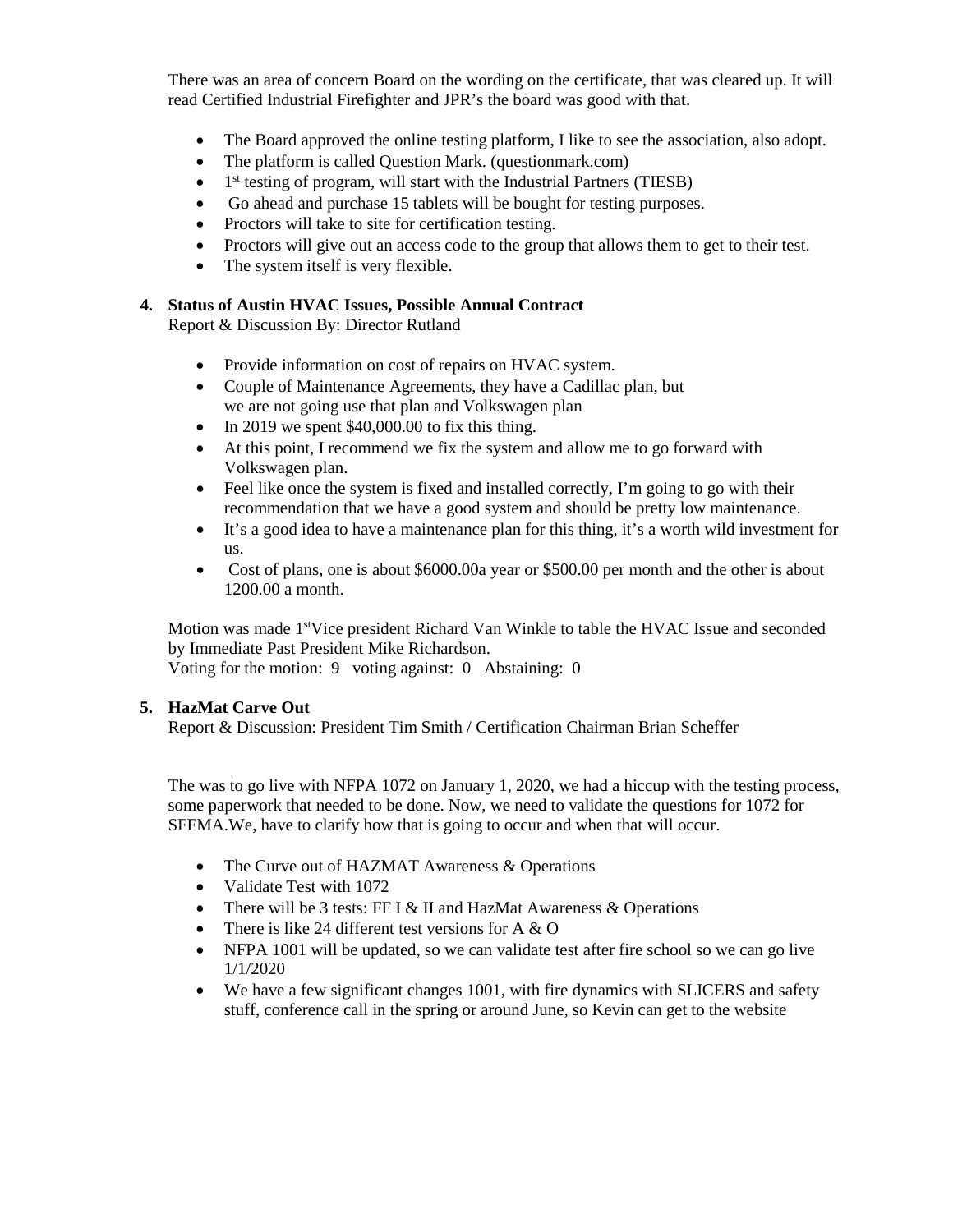There was an area of concern Board on the wording on the certificate, that was cleared up. It will read Certified Industrial Firefighter and JPR's the board was good with that.

- The Board approved the online testing platform, I like to see the association, also adopt.
- The platform is called Question Mark. (questionmark.com)
- 1st testing of program, will start with the Industrial Partners (TIESB)
- Go ahead and purchase 15 tablets will be bought for testing purposes.
- Proctors will take to site for certification testing.
- Proctors will give out an access code to the group that allows them to get to their test.
- The system itself is very flexible.

**4. Status of Austin HVAC Issues, Possible Annual Contract**

Report & Discussion By: Director Rutland

- Provide information on cost of repairs on HVAC system.
- Couple of Maintenance Agreements, they have a Cadillac plan, but we are not going use that plan and Volkswagen plan
- In 2019 we spent $40,000.00 to fix this thing.
- At this point, I recommend we fix the system and allow me to go forward with Volkswagen plan.
- Feel like once the system is fixed and installed correctly, I'm going to go with their recommendation that we have a good system and should be pretty low maintenance.
- It's a good idea to have a maintenance plan for this thing, it's a worth wild investment for us.
- Cost of plans, one is about $6000.00a year or $500.00 per month and the other is about 1200.00 a month.

Motion was made 1st Vice president Richard Van Winkle to table the HVAC Issue and seconded by Immediate Past President Mike Richardson.

Voting for the motion: 9 voting against: 0 Abstaining: 0

**5. HazMat Carve Out**

Report & Discussion: President Tim Smith / Certification Chairman Brian Scheffer

The was to go live with NFPA 1072 on January 1, 2020, we had a hiccup with the testing process, some paperwork that needed to be done. Now, we need to validate the questions for 1072 for SFFMA.We, have to clarify how that is going to occur and when that will occur.

- The Curve out of HAZMAT Awareness & Operations
- Validate Test with 1072
- There will be 3 tests: FF I & II and HazMat Awareness & Operations
- There is like 24 different test versions for A & O
- NFPA 1001 will be updated, so we can validate test after fire school so we can go live 1/1/2020
- We have a few significant changes 1001, with fire dynamics with SLICERS and safety stuff, conference call in the spring or around June, so Kevin can get to the website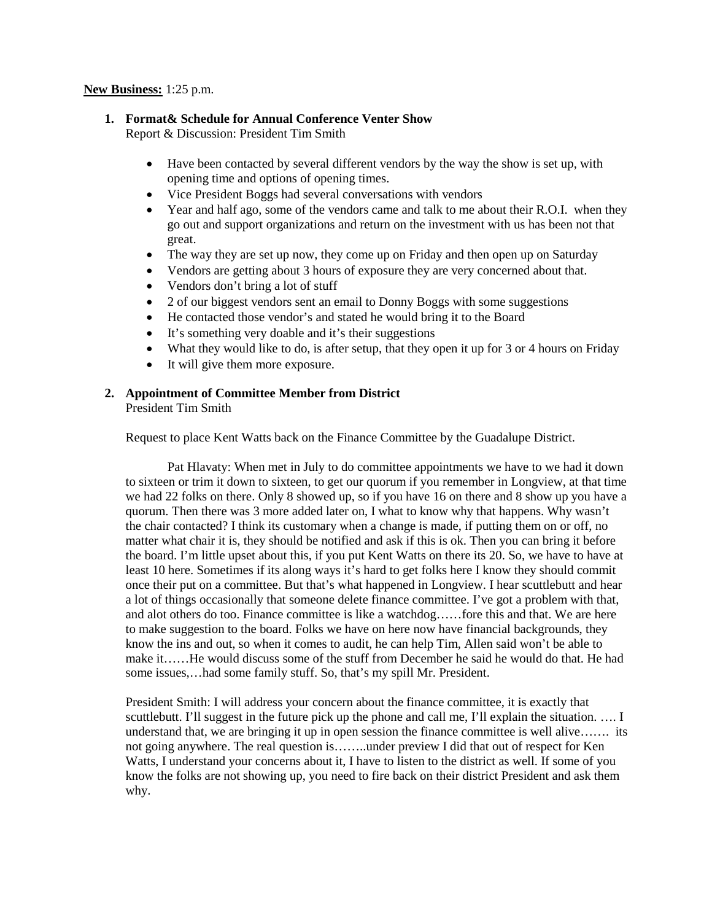**New Business:** 1:25 p.m.

1. **Format& Schedule for Annual Conference Venter Show**
   Report & Discussion: President Tim Smith

   - Have been contacted by several different vendors by the way the show is set up, with opening time and options of opening times.
   - Vice President Boggs had several conversations with vendors
   - Year and half ago, some of the vendors came and talk to me about their R.O.I. when they go out and support organizations and return on the investment with us has been not that great.
   - The way they are set up now, they come up on Friday and then open up on Saturday
   - Vendors are getting about 3 hours of exposure they are very concerned about that.
   - Vendors don't bring a lot of stuff
   - 2 of our biggest vendors sent an email to Donny Boggs with some suggestions
   - He contacted those vendor's and stated he would bring it to the Board
   - It's something very doable and it's their suggestions
   - What they would like to do, is after setup, that they open it up for 3 or 4 hours on Friday
   - It will give them more exposure.

2. **Appointment of Committee Member from District**
   President Tim Smith

   Request to place Kent Watts back on the Finance Committee by the Guadalupe District.

   Pat Hlavaty: When met in July to do committee appointments we have to we had it down to sixteen or trim it down to sixteen, to get our quorum if you remember in Longview, at that time we had 22 folks on there. Only 8 showed up, so if you have 16 on there and 8 show up you have a quorum. Then there was 3 more added later on, I what to know why that happens. Why wasn't the chair contacted? I think its customary when a change is made, if putting them on or off, no matter what chair it is, they should be notified and ask if this is ok. Then you can bring it before the board. I'm little upset about this, if you put Kent Watts on there its 20. So, we have to have at least 10 here. Sometimes if its along ways it's hard to get folks here I know they should commit once their put on a committee. But that's what happened in Longview. I hear scuttlebutt and hear a lot of things occasionally that someone delete finance committee. I've got a problem with that, and alot others do too. Finance committee is like a watchdog……fore this and that. We are here to make suggestion to the board. Folks we have on here now have financial backgrounds, they know the ins and out, so when it comes to audit, he can help Tim, Allen said won't be able to make it……He would discuss some of the stuff from December he said he would do that. He had some issues,…had some family stuff. So, that's my spill Mr. President.

   President Smith: I will address your concern about the finance committee, it is exactly that scuttlebutt. I'll suggest in the future pick up the phone and call me, I'll explain the situation. …. I understand that, we are bringing it up in open session the finance committee is well alive……. its not going anywhere. The real question is……..under preview I did that out of respect for Ken Watts, I understand your concerns about it, I have to listen to the district as well. If some of you know the folks are not showing up, you need to fire back on their district President and ask them why.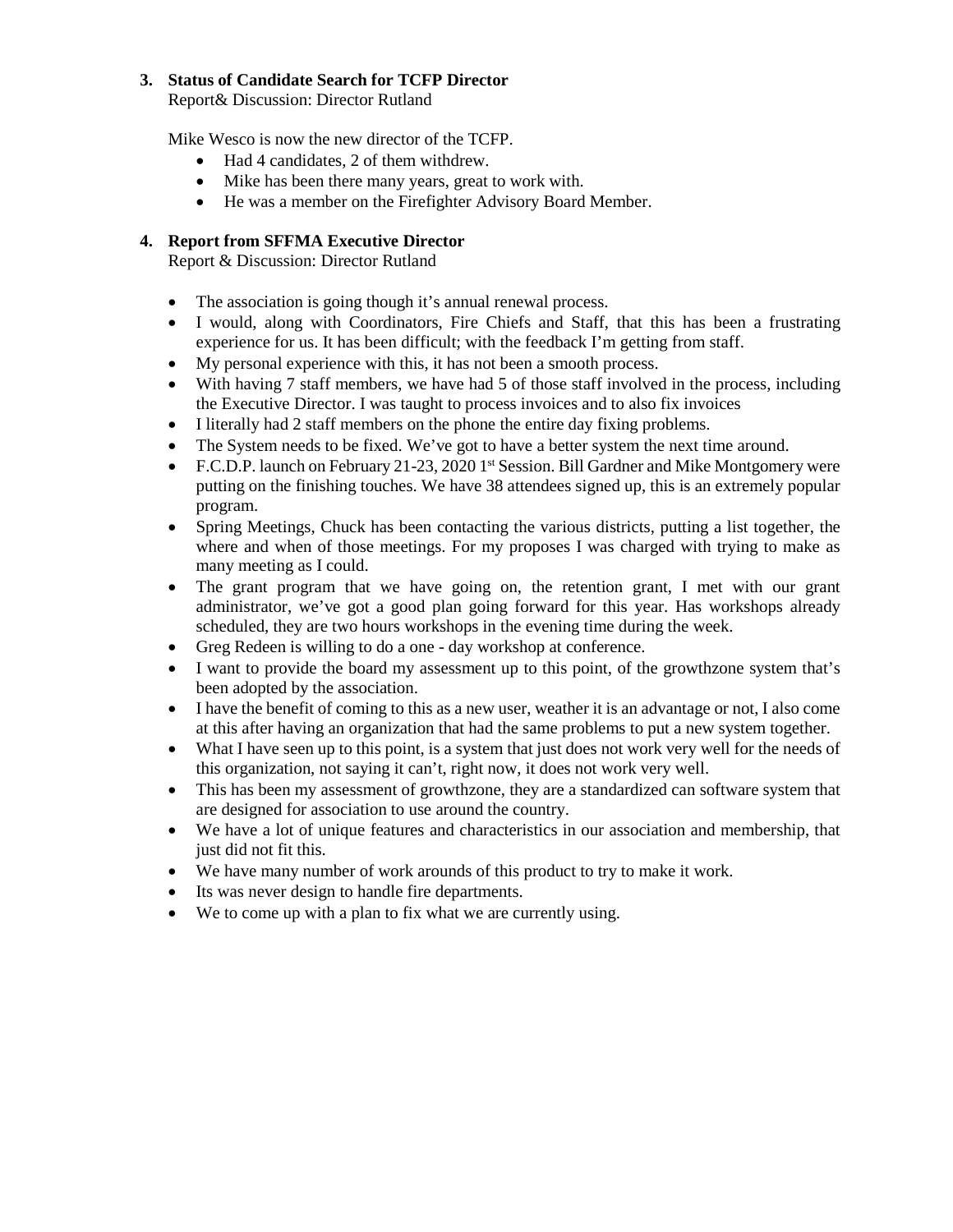3. **Status of Candidate Search for TCFP Director**
   Report& Discussion: Director Rutland

   Mike Wesco is now the new director of the TCFP.

   - Had 4 candidates, 2 of them withdrew.
   - Mike has been there many years, great to work with.
   - He was a member on the Firefighter Advisory Board Member.

4. **Report from SFFMA Executive Director**
   Report & Discussion: Director Rutland

   - The association is going though it's annual renewal process.
   - I would, along with Coordinators, Fire Chiefs and Staff, that this has been a frustrating experience for us. It has been difficult; with the feedback I'm getting from staff.
   - My personal experience with this, it has not been a smooth process.
   - With having 7 staff members, we have had 5 of those staff involved in the process, including the Executive Director. I was taught to process invoices and to also fix invoices
   - I literally had 2 staff members on the phone the entire day fixing problems.
   - The System needs to be fixed. We've got to have a better system the next time around.
   - F.C.D.P. launch on February 21-23, 2020 1st Session. Bill Gardner and Mike Montgomery were putting on the finishing touches. We have 38 attendees signed up, this is an extremely popular program.
   - Spring Meetings, Chuck has been contacting the various districts, putting a list together, the where and when of those meetings. For my proposes I was charged with trying to make as many meeting as I could.
   - The grant program that we have going on, the retention grant, I met with our grant administrator, we've got a good plan going forward for this year. Has workshops already scheduled, they are two hours workshops in the evening time during the week.
   - Greg Redeen is willing to do a one - day workshop at conference.
   - I want to provide the board my assessment up to this point, of the growthzone system that's been adopted by the association.
   - I have the benefit of coming to this as a new user, weather it is an advantage or not, I also come at this after having an organization that had the same problems to put a new system together.
   - What I have seen up to this point, is a system that just does not work very well for the needs of this organization, not saying it can't, right now, it does not work very well.
   - This has been my assessment of growthzone, they are a standardized can software system that are designed for association to use around the country.
   - We have a lot of unique features and characteristics in our association and membership, that just did not fit this.
   - We have many number of work arounds of this product to try to make it work.
   - Its was never design to handle fire departments.
   - We to come up with a plan to fix what we are currently using.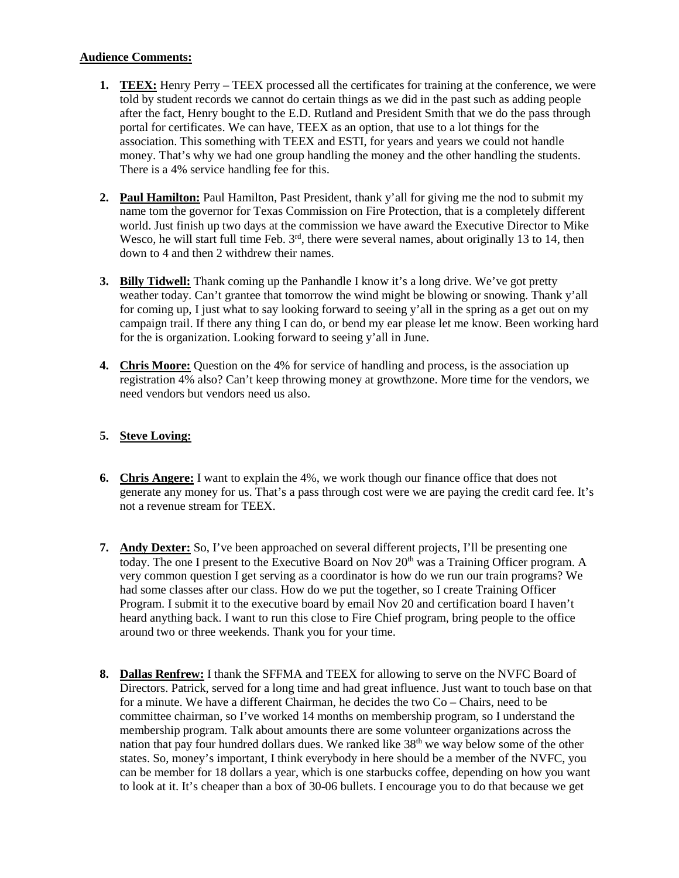**Audience Comments:**

1. **TEEX:** Henry Perry – TEEX processed all the certificates for training at the conference, we were told by student records we cannot do certain things as we did in the past such as adding people after the fact, Henry bought to the E.D. Rutland and President Smith that we do the pass through portal for certificates. We can have, TEEX as an option, that use to a lot things for the association. This something with TEEX and ESTI, for years and years we could not handle money. That's why we had one group handling the money and the other handling the students. There is a 4% service handling fee for this.

2. **Paul Hamilton:** Paul Hamilton, Past President, thank y'all for giving me the nod to submit my name tom the governor for Texas Commission on Fire Protection, that is a completely different world. Just finish up two days at the commission we have award the Executive Director to Mike Wesco, he will start full time Feb. 3rd, there were several names, about originally 13 to 14, then down to 4 and then 2 withdrew their names.

3. **Billy Tidwell:** Thank coming up the Panhandle I know it's a long drive. We've got pretty weather today. Can't grantee that tomorrow the wind might be blowing or snowing. Thank y'all for coming up, I just what to say looking forward to seeing y'all in the spring as a get out on my campaign trail. If there any thing I can do, or bend my ear please let me know. Been working hard for the is organization. Looking forward to seeing y'all in June.

4. **Chris Moore:** Question on the 4% for service of handling and process, is the association up registration 4% also? Can't keep throwing money at growthzone. More time for the vendors, we need vendors but vendors need us also.

5. **Steve Loving:**

6. **Chris Angere:** I want to explain the 4%, we work though our finance office that does not generate any money for us. That's a pass through cost were we are paying the credit card fee. It's not a revenue stream for TEEX.

7. **Andy Dexter:** So, I've been approached on several different projects, I'll be presenting one today. The one I present to the Executive Board on Nov 20th was a Training Officer program. A very common question I get serving as a coordinator is how do we run our train programs? We had some classes after our class. How do we put the together, so I create Training Officer Program. I submit it to the executive board by email Nov 20 and certification board I haven't heard anything back. I want to run this close to Fire Chief program, bring people to the office around two or three weekends. Thank you for your time.

8. **Dallas Renfrew:** I thank the SFFMA and TEEX for allowing to serve on the NVFC Board of Directors. Patrick, served for a long time and had great influence. Just want to touch base on that for a minute. We have a different Chairman, he decides the two Co – Chairs, need to be committee chairman, so I've worked 14 months on membership program, so I understand the membership program. Talk about amounts there are some volunteer organizations across the nation that pay four hundred dollars dues. We ranked like 38th we way below some of the other states. So, money's important, I think everybody in here should be a member of the NVFC, you can be member for 18 dollars a year, which is one starbucks coffee, depending on how you want to look at it. It's cheaper than a box of 30-06 bullets. I encourage you to do that because we get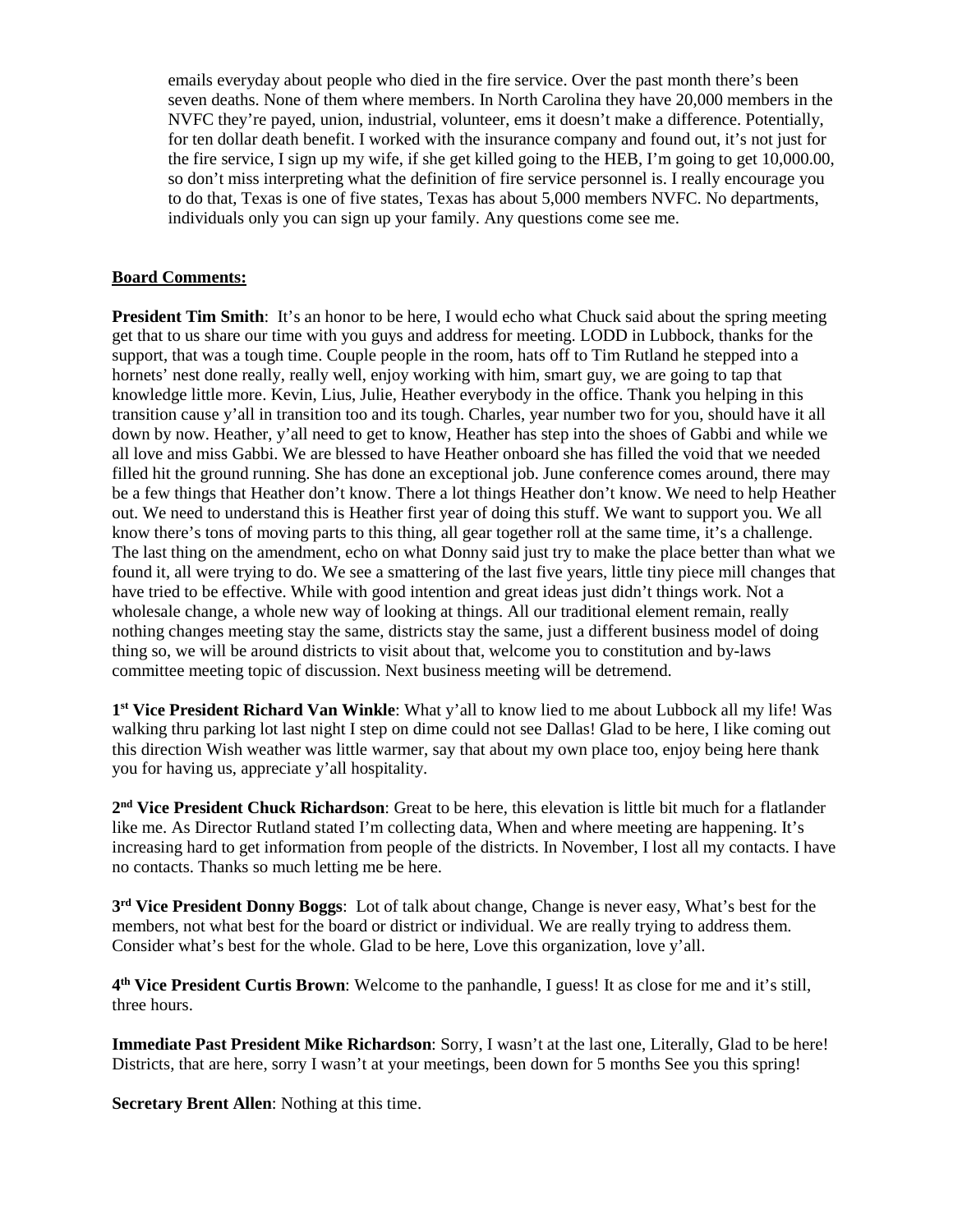emails everyday about people who died in the fire service. Over the past month there's been seven deaths. None of them where members. In North Carolina they have 20,000 members in the NVFC they're payed, union, industrial, volunteer, ems it doesn't make a difference. Potentially, for ten dollar death benefit. I worked with the insurance company and found out, it's not just for the fire service, I sign up my wife, if she get killed going to the HEB, I'm going to get 10,000.00, so don't miss interpreting what the definition of fire service personnel is. I really encourage you to do that, Texas is one of five states, Texas has about 5,000 members NVFC. No departments, individuals only you can sign up your family. Any questions come see me.

**Board Comments:**

**President Tim Smith**: It's an honor to be here, I would echo what Chuck said about the spring meeting get that to us share our time with you guys and address for meeting. LODD in Lubbock, thanks for the support, that was a tough time. Couple people in the room, hats off to Tim Rutland he stepped into a hornets' nest done really, really well, enjoy working with him, smart guy, we are going to tap that knowledge little more. Kevin, Lius, Julie, Heather everybody in the office. Thank you helping in this transition cause y'all in transition too and its tough. Charles, year number two for you, should have it all down by now. Heather, y'all need to get to know, Heather has step into the shoes of Gabbi and while we all love and miss Gabbi. We are blessed to have Heather onboard she has filled the void that we needed filled hit the ground running. She has done an exceptional job. June conference comes around, there may be a few things that Heather don't know. There a lot things Heather don't know. We need to help Heather out. We need to understand this is Heather first year of doing this stuff. We want to support you. We all know there's tons of moving parts to this thing, all gear together roll at the same time, it's a challenge. The last thing on the amendment, echo on what Donny said just try to make the place better than what we found it, all were trying to do. We see a smattering of the last five years, little tiny piece mill changes that have tried to be effective. While with good intention and great ideas just didn't things work. Not a wholesale change, a whole new way of looking at things. All our traditional element remain, really nothing changes meeting stay the same, districts stay the same, just a different business model of doing thing so, we will be around districts to visit about that, welcome you to constitution and by-laws committee meeting topic of discussion. Next business meeting will be detremend.

**1st Vice President Richard Van Winkle**: What y'all to know lied to me about Lubbock all my life! Was walking thru parking lot last night I step on dime could not see Dallas! Glad to be here, I like coming out this direction Wish weather was little warmer, say that about my own place too, enjoy being here thank you for having us, appreciate y'all hospitality.

**2nd Vice President Chuck Richardson**: Great to be here, this elevation is little bit much for a flatlander like me. As Director Rutland stated I'm collecting data, When and where meeting are happening. It's increasing hard to get information from people of the districts. In November, I lost all my contacts. I have no contacts. Thanks so much letting me be here.

**3rd Vice President Donny Boggs**: Lot of talk about change, Change is never easy, What's best for the members, not what best for the board or district or individual. We are really trying to address them. Consider what's best for the whole. Glad to be here, Love this organization, love y'all.

**4th Vice President Curtis Brown**: Welcome to the panhandle, I guess! It as close for me and it's still, three hours.

**Immediate Past President Mike Richardson**: Sorry, I wasn't at the last one, Literally, Glad to be here! Districts, that are here, sorry I wasn't at your meetings, been down for 5 months See you this spring!

**Secretary Brent Allen**: Nothing at this time.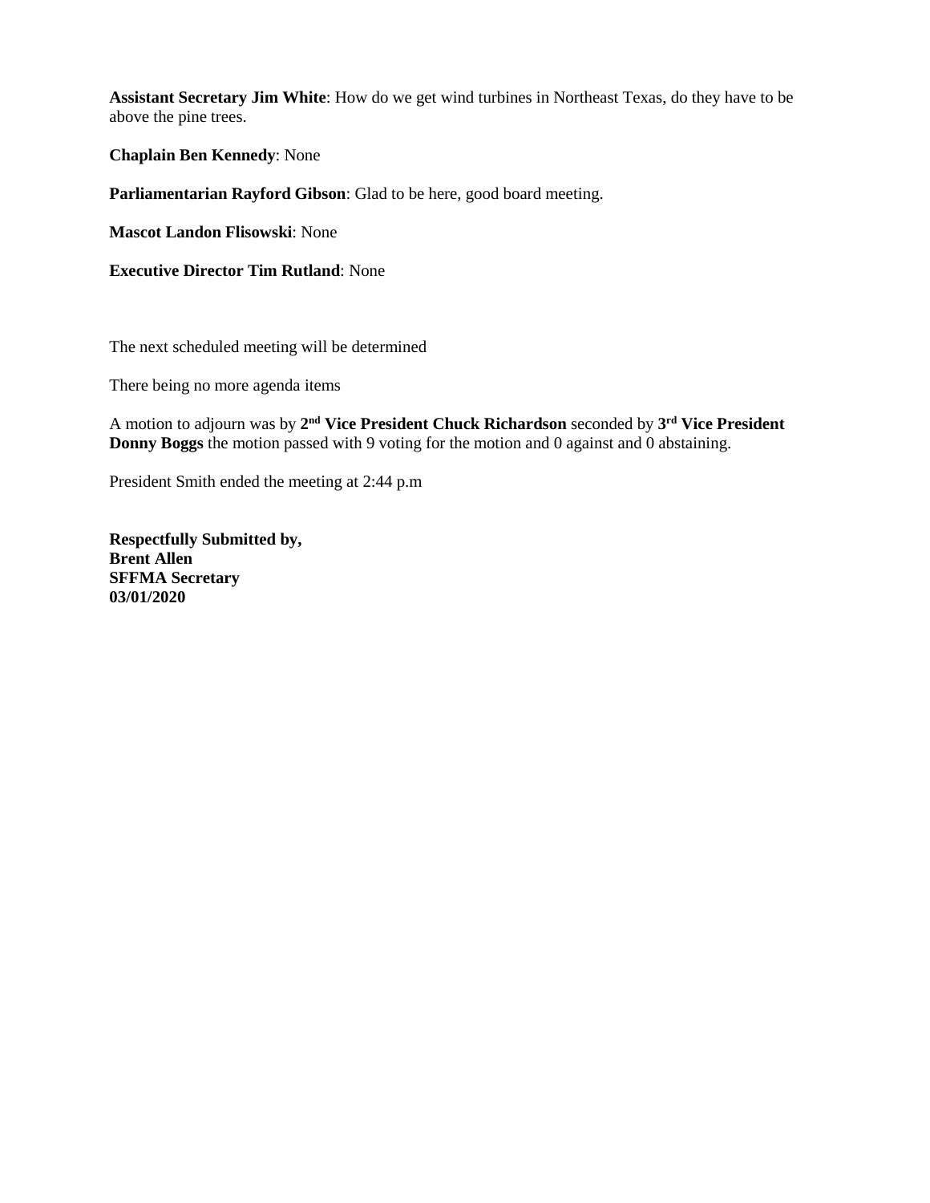**Assistant Secretary Jim White**: How do we get wind turbines in Northeast Texas, do they have to be above the pine trees.

**Chaplain Ben Kennedy**: None

**Parliamentarian Rayford Gibson**: Glad to be here, good board meeting.

**Mascot Landon Flisowski**: None

**Executive Director Tim Rutland**: None

The next scheduled meeting will be determined

There being no more agenda items

A motion to adjourn was by **2nd Vice President Chuck Richardson** seconded by **3rd Vice President Donny Boggs** the motion passed with 9 voting for the motion and 0 against and 0 abstaining.

President Smith ended the meeting at 2:44 p.m

**Respectfully Submitted by,**
**Brent Allen**
**SFFMA Secretary**
**03/01/2020**